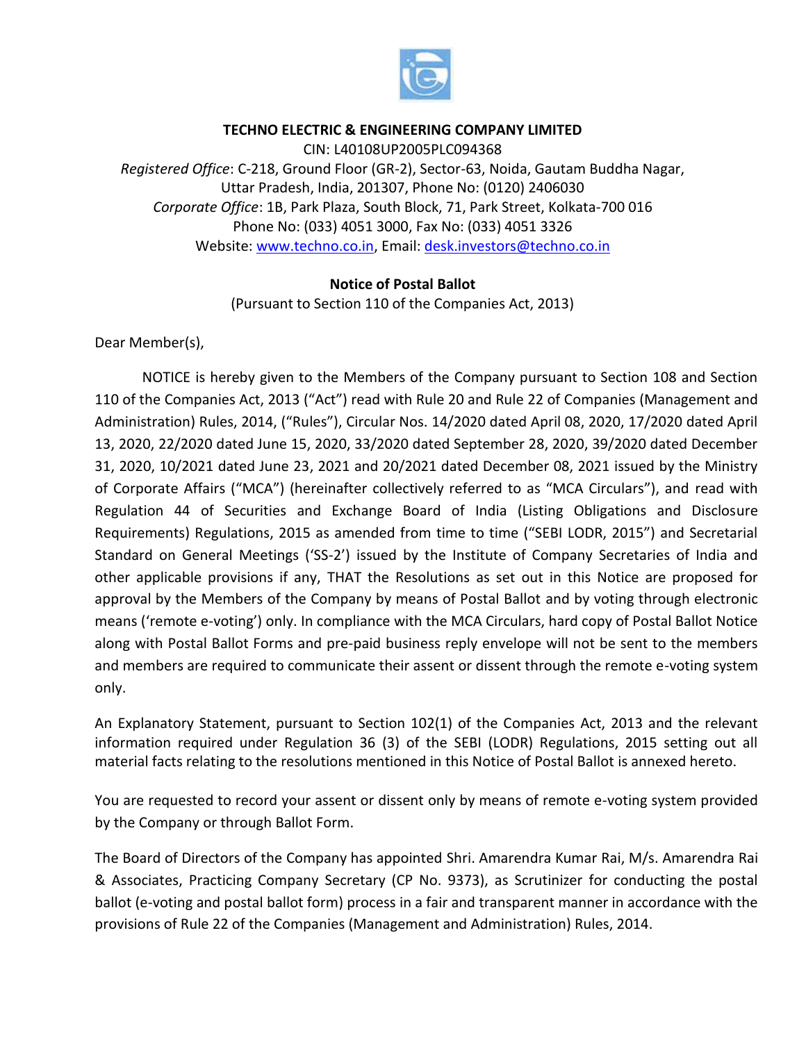# TECHNO ELECTRIC & ENGINEERING COMPANY LIMITED

CIN: L40108UP2005PLC094368

*Registered Office*: C-218, Ground Floor (GR-2), Sector-63, Noida, Gautam Buddha Nagar, Uttar Pradesh, India, 201307, Phone No: (0120) 2406030

*Corporate Office*: 1B, Park Plaza, South Block, 71, Park Street, Kolkata-700 016

Phone No: (033) 4051 3000, Fax No: (033) 4051 3326

Website: www.techno.co.in, Email: desk.investors@techno.co.in

## Notice of Postal Ballot

(Pursuant to Section 110 of the Companies Act, 2013)

Dear Member(s),

NOTICE is hereby given to the Members of the Company pursuant to Section 108 and Section 110 of the Companies Act, 2013 ("Act") read with Rule 20 and Rule 22 of Companies (Management and Administration) Rules, 2014, ("Rules"), Circular Nos. 14/2020 dated April 08, 2020, 17/2020 dated April 13, 2020, 22/2020 dated June 15, 2020, 33/2020 dated September 28, 2020, 39/2020 dated December 31, 2020, 10/2021 dated June 23, 2021 and 20/2021 dated December 08, 2021 issued by the Ministry of Corporate Affairs ("MCA") (hereinafter collectively referred to as "MCA Circulars"), and read with Regulation 44 of Securities and Exchange Board of India (Listing Obligations and Disclosure Requirements) Regulations, 2015 as amended from time to time ("SEBI LODR, 2015") and Secretarial Standard on General Meetings ('SS-2') issued by the Institute of Company Secretaries of India and other applicable provisions if any, THAT the Resolutions as set out in this Notice are proposed for approval by the Members of the Company by means of Postal Ballot and by voting through electronic means ('remote e-voting') only. In compliance with the MCA Circulars, hard copy of Postal Ballot Notice along with Postal Ballot Forms and pre-paid business reply envelope will not be sent to the members and members are required to communicate their assent or dissent through the remote e-voting system only.

An Explanatory Statement, pursuant to Section 102(1) of the Companies Act, 2013 and the relevant information required under Regulation 36 (3) of the SEBI (LODR) Regulations, 2015 setting out all material facts relating to the resolutions mentioned in this Notice of Postal Ballot is annexed hereto.

You are requested to record your assent or dissent only by means of remote e-voting system provided by the Company or through Ballot Form.

The Board of Directors of the Company has appointed Shri. Amarendra Kumar Rai, M/s. Amarendra Rai & Associates, Practicing Company Secretary (CP No. 9373), as Scrutinizer for conducting the postal ballot (e-voting and postal ballot form) process in a fair and transparent manner in accordance with the provisions of Rule 22 of the Companies (Management and Administration) Rules, 2014.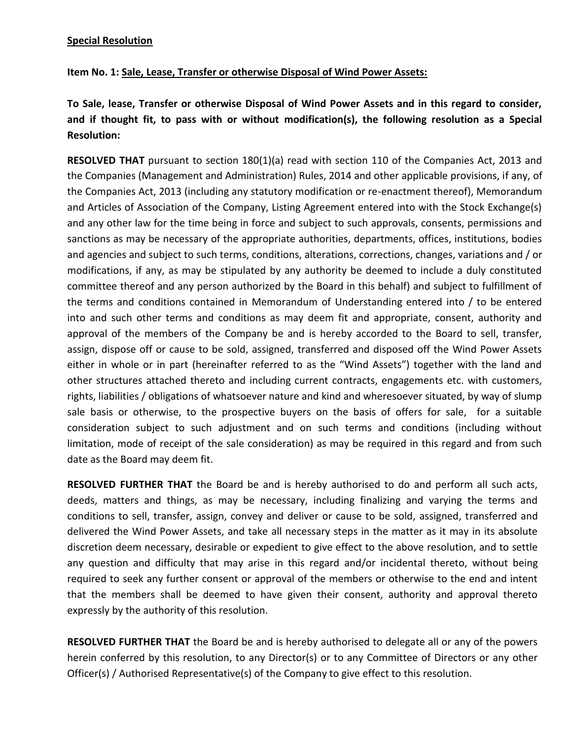**Special Resolution**

**Item No. 1: Sale, Lease, Transfer or otherwise Disposal of Wind Power Assets:**

**To Sale, lease, Transfer or otherwise Disposal of Wind Power Assets and in this regard to consider, and if thought fit, to pass with or without modification(s), the following resolution as a Special Resolution:**

**RESOLVED THAT** pursuant to section 180(1)(a) read with section 110 of the Companies Act, 2013 and the Companies (Management and Administration) Rules, 2014 and other applicable provisions, if any, of the Companies Act, 2013 (including any statutory modification or re-enactment thereof), Memorandum and Articles of Association of the Company, Listing Agreement entered into with the Stock Exchange(s) and any other law for the time being in force and subject to such approvals, consents, permissions and sanctions as may be necessary of the appropriate authorities, departments, offices, institutions, bodies and agencies and subject to such terms, conditions, alterations, corrections, changes, variations and / or modifications, if any, as may be stipulated by any authority be deemed to include a duly constituted committee thereof and any person authorized by the Board in this behalf) and subject to fulfillment of the terms and conditions contained in Memorandum of Understanding entered into / to be entered into and such other terms and conditions as may deem fit and appropriate, consent, authority and approval of the members of the Company be and is hereby accorded to the Board to sell, transfer, assign, dispose off or cause to be sold, assigned, transferred and disposed off the Wind Power Assets either in whole or in part (hereinafter referred to as the "Wind Assets") together with the land and other structures attached thereto and including current contracts, engagements etc. with customers, rights, liabilities / obligations of whatsoever nature and kind and wheresoever situated, by way of slump sale basis or otherwise, to the prospective buyers on the basis of offers for sale, for a suitable consideration subject to such adjustment and on such terms and conditions (including without limitation, mode of receipt of the sale consideration) as may be required in this regard and from such date as the Board may deem fit.

**RESOLVED FURTHER THAT** the Board be and is hereby authorised to do and perform all such acts, deeds, matters and things, as may be necessary, including finalizing and varying the terms and conditions to sell, transfer, assign, convey and deliver or cause to be sold, assigned, transferred and delivered the Wind Power Assets, and take all necessary steps in the matter as it may in its absolute discretion deem necessary, desirable or expedient to give effect to the above resolution, and to settle any question and difficulty that may arise in this regard and/or incidental thereto, without being required to seek any further consent or approval of the members or otherwise to the end and intent that the members shall be deemed to have given their consent, authority and approval thereto expressly by the authority of this resolution.

**RESOLVED FURTHER THAT** the Board be and is hereby authorised to delegate all or any of the powers herein conferred by this resolution, to any Director(s) or to any Committee of Directors or any other Officer(s) / Authorised Representative(s) of the Company to give effect to this resolution.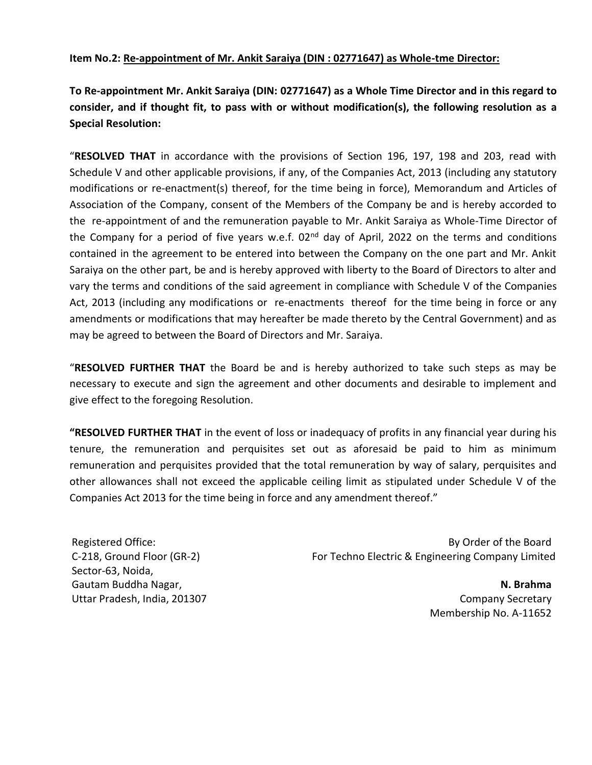**Item No.2: Re-appointment of Mr. Ankit Saraiya (DIN : 02771647) as Whole-tme Director:**

**To Re-appointment Mr. Ankit Saraiya (DIN: 02771647) as a Whole Time Director and in this regard to consider, and if thought fit, to pass with or without modification(s), the following resolution as a Special Resolution:**

"**RESOLVED THAT** in accordance with the provisions of Section 196, 197, 198 and 203, read with Schedule V and other applicable provisions, if any, of the Companies Act, 2013 (including any statutory modifications or re-enactment(s) thereof, for the time being in force), Memorandum and Articles of Association of the Company, consent of the Members of the Company be and is hereby accorded to the re-appointment of and the remuneration payable to Mr. Ankit Saraiya as Whole-Time Director of the Company for a period of five years w.e.f. 02nd day of April, 2022 on the terms and conditions contained in the agreement to be entered into between the Company on the one part and Mr. Ankit Saraiya on the other part, be and is hereby approved with liberty to the Board of Directors to alter and vary the terms and conditions of the said agreement in compliance with Schedule V of the Companies Act, 2013 (including any modifications or re-enactments thereof for the time being in force or any amendments or modifications that may hereafter be made thereto by the Central Government) and as may be agreed to between the Board of Directors and Mr. Saraiya.

"**RESOLVED FURTHER THAT** the Board be and is hereby authorized to take such steps as may be necessary to execute and sign the agreement and other documents and desirable to implement and give effect to the foregoing Resolution.

**"RESOLVED FURTHER THAT** in the event of loss or inadequacy of profits in any financial year during his tenure, the remuneration and perquisites set out as aforesaid be paid to him as minimum remuneration and perquisites provided that the total remuneration by way of salary, perquisites and other allowances shall not exceed the applicable ceiling limit as stipulated under Schedule V of the Companies Act 2013 for the time being in force and any amendment thereof."

Registered Office:
C-218, Ground Floor (GR-2)
Sector-63, Noida,
Gautam Buddha Nagar,
Uttar Pradesh, India, 201307

By Order of the Board
For Techno Electric & Engineering Company Limited

**N. Brahma**
Company Secretary
Membership No. A-11652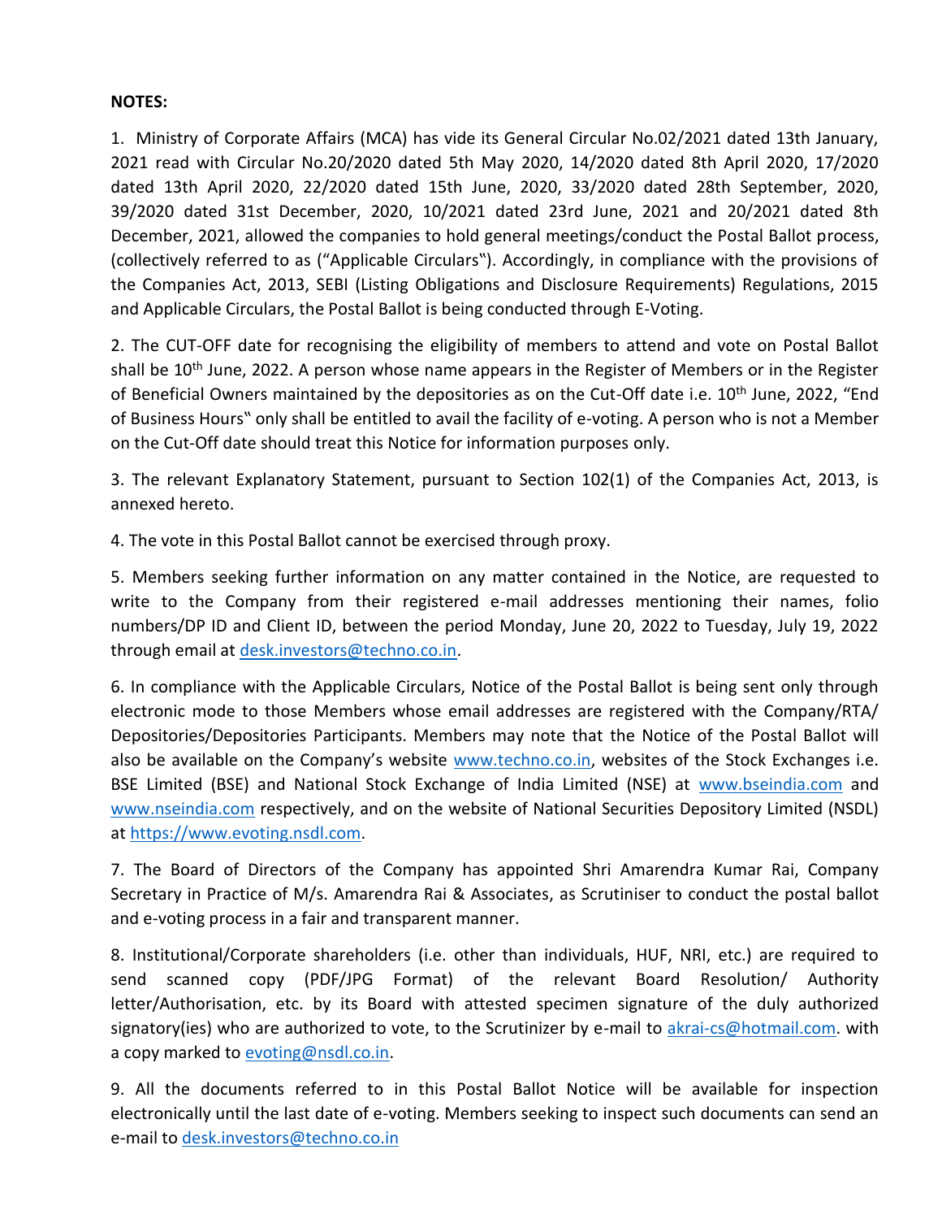**NOTES:**

1. Ministry of Corporate Affairs (MCA) has vide its General Circular No.02/2021 dated 13th January, 2021 read with Circular No.20/2020 dated 5th May 2020, 14/2020 dated 8th April 2020, 17/2020 dated 13th April 2020, 22/2020 dated 15th June, 2020, 33/2020 dated 28th September, 2020, 39/2020 dated 31st December, 2020, 10/2021 dated 23rd June, 2021 and 20/2021 dated 8th December, 2021, allowed the companies to hold general meetings/conduct the Postal Ballot process, (collectively referred to as ("Applicable Circulars"). Accordingly, in compliance with the provisions of the Companies Act, 2013, SEBI (Listing Obligations and Disclosure Requirements) Regulations, 2015 and Applicable Circulars, the Postal Ballot is being conducted through E-Voting.

2. The CUT-OFF date for recognising the eligibility of members to attend and vote on Postal Ballot shall be 10th June, 2022. A person whose name appears in the Register of Members or in the Register of Beneficial Owners maintained by the depositories as on the Cut-Off date i.e. 10th June, 2022, "End of Business Hours" only shall be entitled to avail the facility of e-voting. A person who is not a Member on the Cut-Off date should treat this Notice for information purposes only.

3. The relevant Explanatory Statement, pursuant to Section 102(1) of the Companies Act, 2013, is annexed hereto.

4. The vote in this Postal Ballot cannot be exercised through proxy.

5. Members seeking further information on any matter contained in the Notice, are requested to write to the Company from their registered e-mail addresses mentioning their names, folio numbers/DP ID and Client ID, between the period Monday, June 20, 2022 to Tuesday, July 19, 2022 through email at desk.investors@techno.co.in.

6. In compliance with the Applicable Circulars, Notice of the Postal Ballot is being sent only through electronic mode to those Members whose email addresses are registered with the Company/RTA/ Depositories/Depositories Participants. Members may note that the Notice of the Postal Ballot will also be available on the Company's website www.techno.co.in, websites of the Stock Exchanges i.e. BSE Limited (BSE) and National Stock Exchange of India Limited (NSE) at www.bseindia.com and www.nseindia.com respectively, and on the website of National Securities Depository Limited (NSDL) at https://www.evoting.nsdl.com.

7. The Board of Directors of the Company has appointed Shri Amarendra Kumar Rai, Company Secretary in Practice of M/s. Amarendra Rai & Associates, as Scrutiniser to conduct the postal ballot and e-voting process in a fair and transparent manner.

8. Institutional/Corporate shareholders (i.e. other than individuals, HUF, NRI, etc.) are required to send scanned copy (PDF/JPG Format) of the relevant Board Resolution/ Authority letter/Authorisation, etc. by its Board with attested specimen signature of the duly authorized signatory(ies) who are authorized to vote, to the Scrutinizer by e-mail to akrai-cs@hotmail.com. with a copy marked to evoting@nsdl.co.in.

9. All the documents referred to in this Postal Ballot Notice will be available for inspection electronically until the last date of e-voting. Members seeking to inspect such documents can send an e-mail to desk.investors@techno.co.in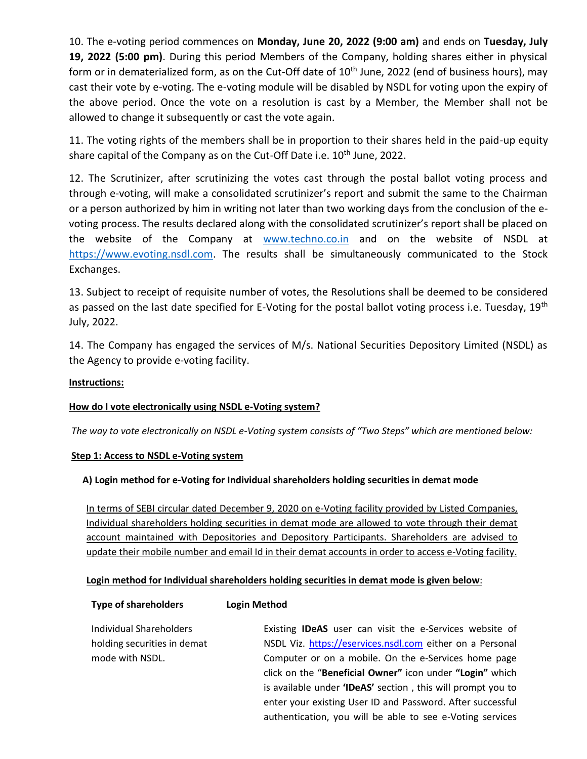10. The e-voting period commences on **Monday, June 20, 2022 (9:00 am)** and ends on **Tuesday, July 19, 2022 (5:00 pm)**. During this period Members of the Company, holding shares either in physical form or in dematerialized form, as on the Cut-Off date of 10th June, 2022 (end of business hours), may cast their vote by e-voting. The e-voting module will be disabled by NSDL for voting upon the expiry of the above period. Once the vote on a resolution is cast by a Member, the Member shall not be allowed to change it subsequently or cast the vote again.

11. The voting rights of the members shall be in proportion to their shares held in the paid-up equity share capital of the Company as on the Cut-Off Date i.e. 10th June, 2022.

12. The Scrutinizer, after scrutinizing the votes cast through the postal ballot voting process and through e-voting, will make a consolidated scrutinizer's report and submit the same to the Chairman or a person authorized by him in writing not later than two working days from the conclusion of the e-voting process. The results declared along with the consolidated scrutinizer's report shall be placed on the website of the Company at www.techno.co.in and on the website of NSDL at https://www.evoting.nsdl.com. The results shall be simultaneously communicated to the Stock Exchanges.

13. Subject to receipt of requisite number of votes, the Resolutions shall be deemed to be considered as passed on the last date specified for E-Voting for the postal ballot voting process i.e. Tuesday, 19th July, 2022.

14. The Company has engaged the services of M/s. National Securities Depository Limited (NSDL) as the Agency to provide e-voting facility.

**Instructions:**

**How do I vote electronically using NSDL e-Voting system?**

*The way to vote electronically on NSDL e-Voting system consists of "Two Steps" which are mentioned below:*

**Step 1: Access to NSDL e-Voting system**

**A) Login method for e-Voting for Individual shareholders holding securities in demat mode**

In terms of SEBI circular dated December 9, 2020 on e-Voting facility provided by Listed Companies, Individual shareholders holding securities in demat mode are allowed to vote through their demat account maintained with Depositories and Depository Participants. Shareholders are advised to update their mobile number and email Id in their demat accounts in order to access e-Voting facility.

**Login method for Individual shareholders holding securities in demat mode is given below**:

| Type of shareholders | Login Method |
| --- | --- |
| Individual Shareholders holding securities in demat mode with NSDL. | Existing **IDeAS** user can visit the e-Services website of NSDL Viz. https://eservices.nsdl.com either on a Personal Computer or on a mobile. On the e-Services home page click on the "**Beneficial Owner"** icon under **"Login"** which is available under **'IDeAS'** section , this will prompt you to enter your existing User ID and Password. After successful authentication, you will be able to see e-Voting services |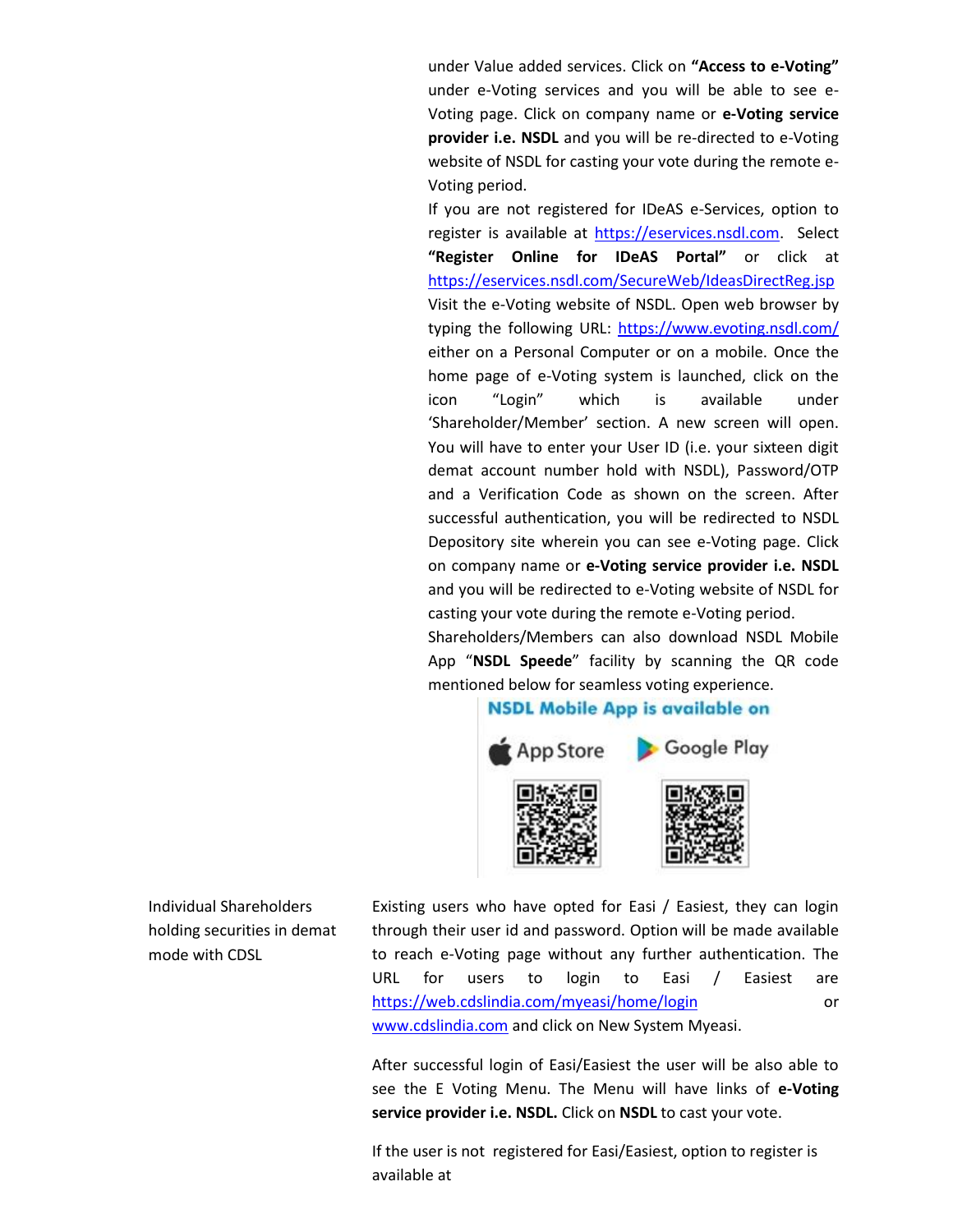| | |
|---|---|
| | under Value added services. Click on **"Access to e-Voting"** under e-Voting services and you will be able to see e-Voting page. Click on company name or **e-Voting service provider i.e. NSDL** and you will be re-directed to e-Voting website of NSDL for casting your vote during the remote e-Voting period.<br>If you are not registered for IDeAS e-Services, option to register is available at https://eservices.nsdl.com. Select **"Register Online for IDeAS Portal"** or click at https://eservices.nsdl.com/SecureWeb/IdeasDirectReg.jsp<br>Visit the e-Voting website of NSDL. Open web browser by typing the following URL: https://www.evoting.nsdl.com/ either on a Personal Computer or on a mobile. Once the home page of e-Voting system is launched, click on the icon "Login" which is available under 'Shareholder/Member' section. A new screen will open. You will have to enter your User ID (i.e. your sixteen digit demat account number hold with NSDL), Password/OTP and a Verification Code as shown on the screen. After successful authentication, you will be redirected to NSDL Depository site wherein you can see e-Voting page. Click on company name or **e-Voting service provider i.e. NSDL** and you will be redirected to e-Voting website of NSDL for casting your vote during the remote e-Voting period.<br>Shareholders/Members can also download NSDL Mobile App "**NSDL Speede**" facility by scanning the QR code mentioned below for seamless voting experience.<br>NSDL Mobile App is available on<br>App Store Google Play |
| Individual Shareholders holding securities in demat mode with CDSL | Existing users who have opted for Easi / Easiest, they can login through their user id and password. Option will be made available to reach e-Voting page without any further authentication. The URL for users to login to Easi / Easiest are https://web.cdslindia.com/myeasi/home/login or www.cdslindia.com and click on New System Myeasi.<br><br>After successful login of Easi/Easiest the user will be also able to see the E Voting Menu. The Menu will have links of **e-Voting service provider i.e. NSDL.** Click on **NSDL** to cast your vote.<br><br>If the user is not registered for Easi/Easiest, option to register is available at |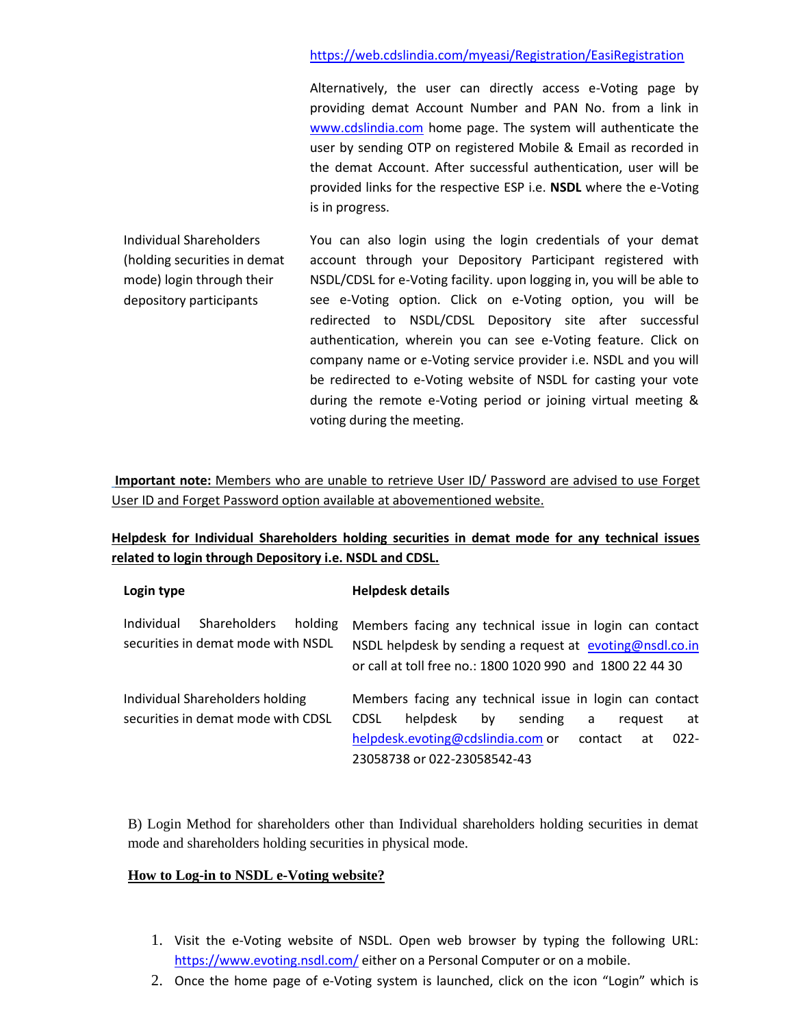| | |
|---|---|
| | https://web.cdslindia.com/myeasi/Registration/EasiRegistration<br><br>Alternatively, the user can directly access e-Voting page by providing demat Account Number and PAN No. from a link in www.cdslindia.com home page. The system will authenticate the user by sending OTP on registered Mobile & Email as recorded in the demat Account. After successful authentication, user will be provided links for the respective ESP i.e. **NSDL** where the e-Voting is in progress. |
| Individual Shareholders (holding securities in demat mode) login through their depository participants | You can also login using the login credentials of your demat account through your Depository Participant registered with NSDL/CDSL for e-Voting facility. upon logging in, you will be able to see e-Voting option. Click on e-Voting option, you will be redirected to NSDL/CDSL Depository site after successful authentication, wherein you can see e-Voting feature. Click on company name or e-Voting service provider i.e. NSDL and you will be redirected to e-Voting website of NSDL for casting your vote during the remote e-Voting period or joining virtual meeting & voting during the meeting. |

**Important note:** Members who are unable to retrieve User ID/ Password are advised to use Forget User ID and Forget Password option available at abovementioned website.

**Helpdesk for Individual Shareholders holding securities in demat mode for any technical issues related to login through Depository i.e. NSDL and CDSL.**

| **Login type** | **Helpdesk details** |
|---|---|
| Individual Shareholders holding securities in demat mode with NSDL | Members facing any technical issue in login can contact NSDL helpdesk by sending a request at evoting@nsdl.co.in or call at toll free no.: 1800 1020 990 and 1800 22 44 30 |
| Individual Shareholders holding securities in demat mode with CDSL | Members facing any technical issue in login can contact CDSL helpdesk by sending a request at helpdesk.evoting@cdslindia.com or contact at 022-23058738 or 022-23058542-43 |

B) Login Method for shareholders other than Individual shareholders holding securities in demat mode and shareholders holding securities in physical mode.

**How to Log-in to NSDL e-Voting website?**

1. Visit the e-Voting website of NSDL. Open web browser by typing the following URL: https://www.evoting.nsdl.com/ either on a Personal Computer or on a mobile.
2. Once the home page of e-Voting system is launched, click on the icon "Login" which is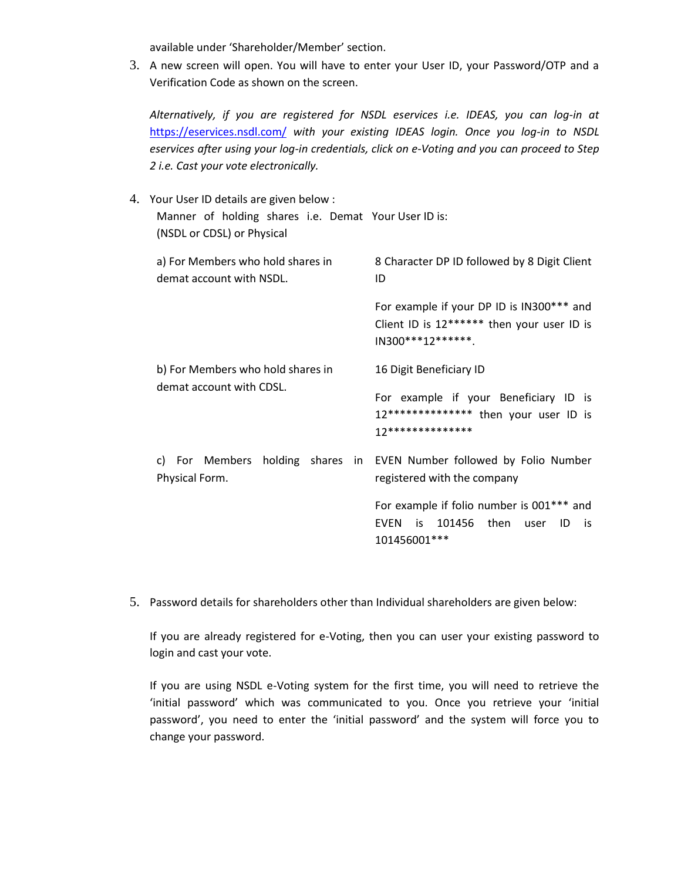available under 'Shareholder/Member' section.

3. A new screen will open. You will have to enter your User ID, your Password/OTP and a Verification Code as shown on the screen.

   *Alternatively, if you are registered for NSDL eservices i.e. IDEAS, you can log-in at [https://eservices.nsdl.com/](https://eservices.nsdl.com/) with your existing IDEAS login. Once you log-in to NSDL eservices after using your log-in credentials, click on e-Voting and you can proceed to Step 2 i.e. Cast your vote electronically.*

4. Your User ID details are given below :

| Manner of holding shares i.e. Demat (NSDL or CDSL) or Physical | Your User ID is: |
|---|---|
| a) For Members who hold shares in demat account with NSDL. | 8 Character DP ID followed by 8 Digit Client ID<br><br>For example if your DP ID is IN300*** and Client ID is 12****** then your user ID is IN300***12******. |
| b) For Members who hold shares in demat account with CDSL. | 16 Digit Beneficiary ID<br><br>For example if your Beneficiary ID is 12************** then your user ID is 12************** |
| c) For Members holding shares in Physical Form. | EVEN Number followed by Folio Number registered with the company<br><br>For example if folio number is 001*** and EVEN is 101456 then user ID is 101456001*** |

5. Password details for shareholders other than Individual shareholders are given below:

   If you are already registered for e-Voting, then you can user your existing password to login and cast your vote.

   If you are using NSDL e-Voting system for the first time, you will need to retrieve the 'initial password' which was communicated to you. Once you retrieve your 'initial password', you need to enter the 'initial password' and the system will force you to change your password.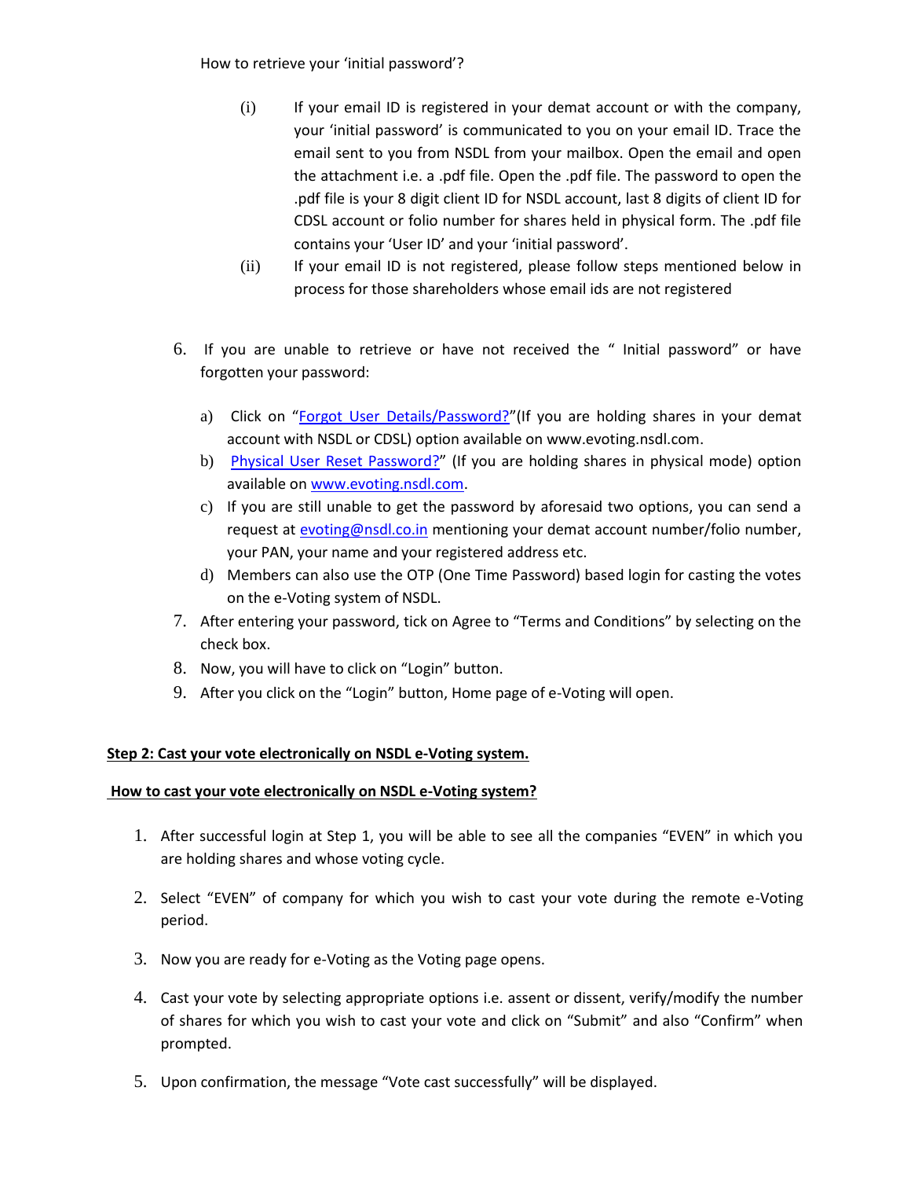How to retrieve your 'initial password'?

(i) If your email ID is registered in your demat account or with the company, your 'initial password' is communicated to you on your email ID. Trace the email sent to you from NSDL from your mailbox. Open the email and open the attachment i.e. a .pdf file. Open the .pdf file. The password to open the .pdf file is your 8 digit client ID for NSDL account, last 8 digits of client ID for CDSL account or folio number for shares held in physical form. The .pdf file contains your 'User ID' and your 'initial password'.

(ii) If your email ID is not registered, please follow steps mentioned below in process for those shareholders whose email ids are not registered

6. If you are unable to retrieve or have not received the " Initial password" or have forgotten your password:

   a) Click on "Forgot User Details/Password?"(If you are holding shares in your demat account with NSDL or CDSL) option available on www.evoting.nsdl.com.
   b) Physical User Reset Password?" (If you are holding shares in physical mode) option available on www.evoting.nsdl.com.
   c) If you are still unable to get the password by aforesaid two options, you can send a request at evoting@nsdl.co.in mentioning your demat account number/folio number, your PAN, your name and your registered address etc.
   d) Members can also use the OTP (One Time Password) based login for casting the votes on the e-Voting system of NSDL.

7. After entering your password, tick on Agree to "Terms and Conditions" by selecting on the check box.
8. Now, you will have to click on "Login" button.
9. After you click on the "Login" button, Home page of e-Voting will open.

**Step 2: Cast your vote electronically on NSDL e-Voting system.**

**How to cast your vote electronically on NSDL e-Voting system?**

1. After successful login at Step 1, you will be able to see all the companies "EVEN" in which you are holding shares and whose voting cycle.

2. Select "EVEN" of company for which you wish to cast your vote during the remote e-Voting period.

3. Now you are ready for e-Voting as the Voting page opens.

4. Cast your vote by selecting appropriate options i.e. assent or dissent, verify/modify the number of shares for which you wish to cast your vote and click on "Submit" and also "Confirm" when prompted.

5. Upon confirmation, the message "Vote cast successfully" will be displayed.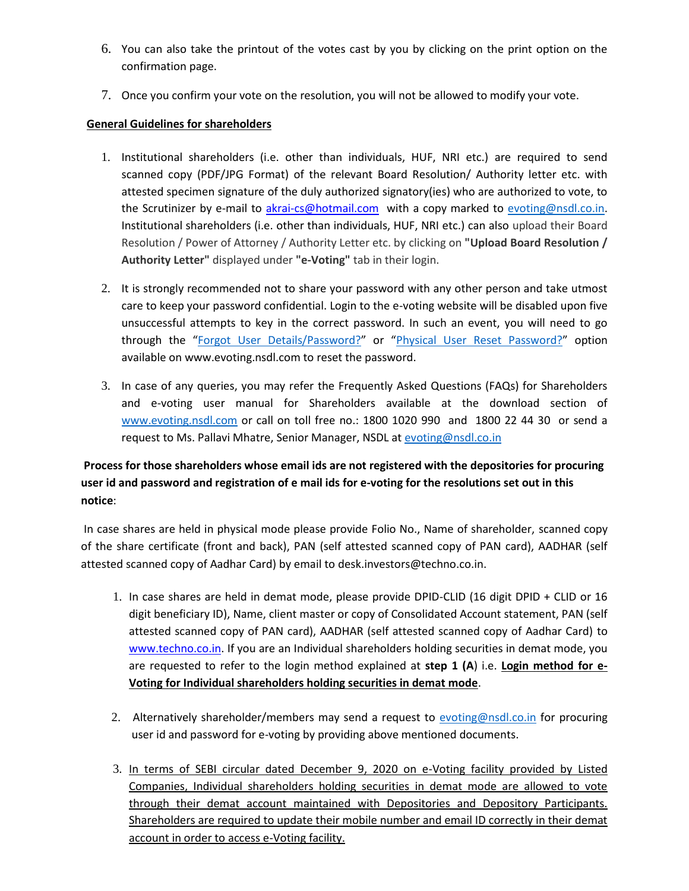6. You can also take the printout of the votes cast by you by clicking on the print option on the confirmation page.

7. Once you confirm your vote on the resolution, you will not be allowed to modify your vote.

**General Guidelines for shareholders**

1. Institutional shareholders (i.e. other than individuals, HUF, NRI etc.) are required to send scanned copy (PDF/JPG Format) of the relevant Board Resolution/ Authority letter etc. with attested specimen signature of the duly authorized signatory(ies) who are authorized to vote, to the Scrutinizer by e-mail to akrai-cs@hotmail.com with a copy marked to evoting@nsdl.co.in. Institutional shareholders (i.e. other than individuals, HUF, NRI etc.) can also upload their Board Resolution / Power of Attorney / Authority Letter etc. by clicking on **"Upload Board Resolution / Authority Letter"** displayed under **"e-Voting"** tab in their login.

2. It is strongly recommended not to share your password with any other person and take utmost care to keep your password confidential. Login to the e-voting website will be disabled upon five unsuccessful attempts to key in the correct password. In such an event, you will need to go through the "Forgot User Details/Password?" or "Physical User Reset Password?" option available on www.evoting.nsdl.com to reset the password.

3. In case of any queries, you may refer the Frequently Asked Questions (FAQs) for Shareholders and e-voting user manual for Shareholders available at the download section of www.evoting.nsdl.com or call on toll free no.: 1800 1020 990 and 1800 22 44 30 or send a request to Ms. Pallavi Mhatre, Senior Manager, NSDL at evoting@nsdl.co.in

**Process for those shareholders whose email ids are not registered with the depositories for procuring user id and password and registration of e mail ids for e-voting for the resolutions set out in this notice**:

In case shares are held in physical mode please provide Folio No., Name of shareholder, scanned copy of the share certificate (front and back), PAN (self attested scanned copy of PAN card), AADHAR (self attested scanned copy of Aadhar Card) by email to desk.investors@techno.co.in.

1. In case shares are held in demat mode, please provide DPID-CLID (16 digit DPID + CLID or 16 digit beneficiary ID), Name, client master or copy of Consolidated Account statement, PAN (self attested scanned copy of PAN card), AADHAR (self attested scanned copy of Aadhar Card) to www.techno.co.in. If you are an Individual shareholders holding securities in demat mode, you are requested to refer to the login method explained at **step 1 (A**) i.e. **Login method for e-Voting for Individual shareholders holding securities in demat mode**.

2. Alternatively shareholder/members may send a request to evoting@nsdl.co.in for procuring user id and password for e-voting by providing above mentioned documents.

3. In terms of SEBI circular dated December 9, 2020 on e-Voting facility provided by Listed Companies, Individual shareholders holding securities in demat mode are allowed to vote through their demat account maintained with Depositories and Depository Participants. Shareholders are required to update their mobile number and email ID correctly in their demat account in order to access e-Voting facility.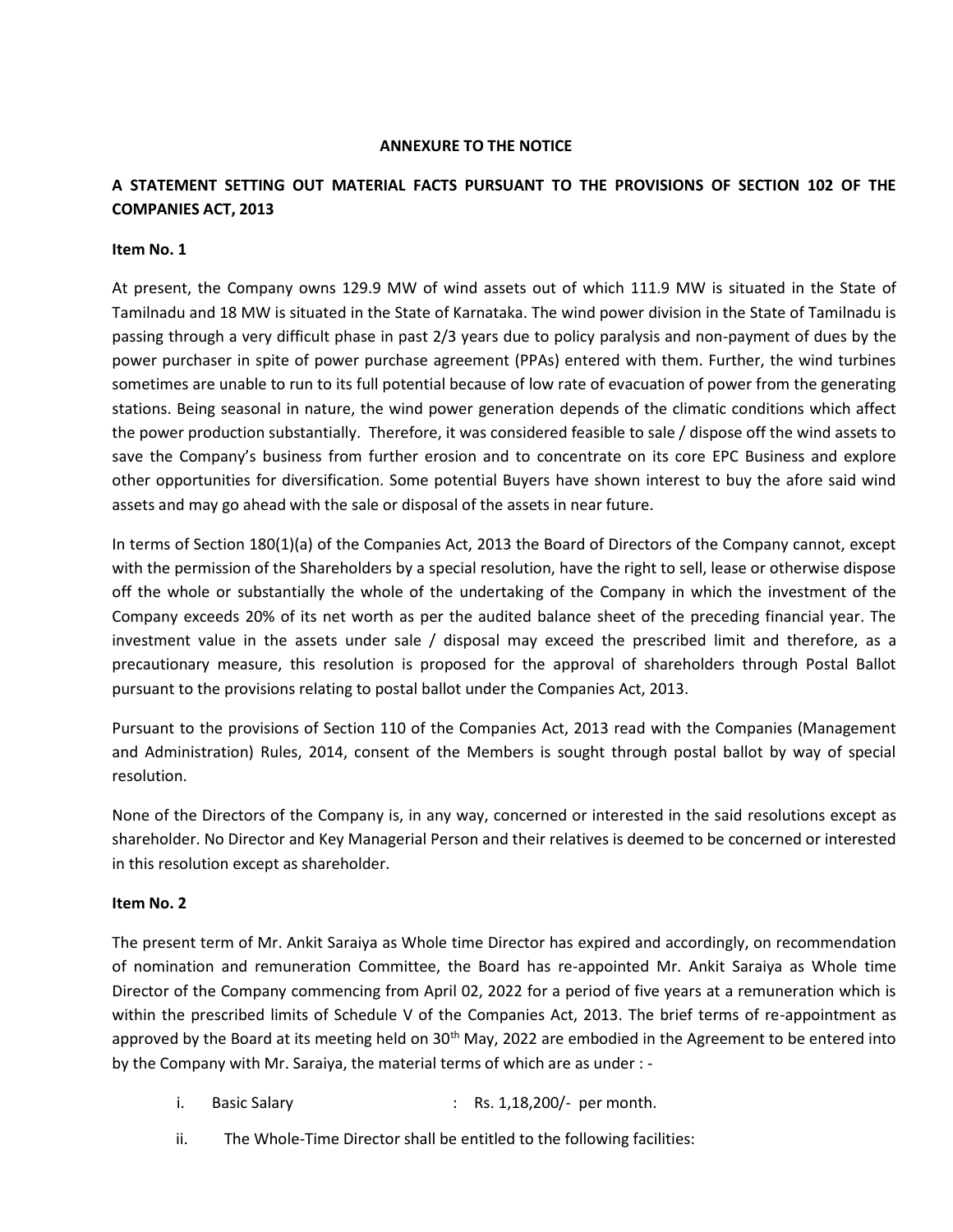**ANNEXURE TO THE NOTICE**

**A STATEMENT SETTING OUT MATERIAL FACTS PURSUANT TO THE PROVISIONS OF SECTION 102 OF THE COMPANIES ACT, 2013**

**Item No. 1**

At present, the Company owns 129.9 MW of wind assets out of which 111.9 MW is situated in the State of Tamilnadu and 18 MW is situated in the State of Karnataka. The wind power division in the State of Tamilnadu is passing through a very difficult phase in past 2/3 years due to policy paralysis and non-payment of dues by the power purchaser in spite of power purchase agreement (PPAs) entered with them. Further, the wind turbines sometimes are unable to run to its full potential because of low rate of evacuation of power from the generating stations. Being seasonal in nature, the wind power generation depends of the climatic conditions which affect the power production substantially. Therefore, it was considered feasible to sale / dispose off the wind assets to save the Company's business from further erosion and to concentrate on its core EPC Business and explore other opportunities for diversification. Some potential Buyers have shown interest to buy the afore said wind assets and may go ahead with the sale or disposal of the assets in near future.

In terms of Section 180(1)(a) of the Companies Act, 2013 the Board of Directors of the Company cannot, except with the permission of the Shareholders by a special resolution, have the right to sell, lease or otherwise dispose off the whole or substantially the whole of the undertaking of the Company in which the investment of the Company exceeds 20% of its net worth as per the audited balance sheet of the preceding financial year. The investment value in the assets under sale / disposal may exceed the prescribed limit and therefore, as a precautionary measure, this resolution is proposed for the approval of shareholders through Postal Ballot pursuant to the provisions relating to postal ballot under the Companies Act, 2013.

Pursuant to the provisions of Section 110 of the Companies Act, 2013 read with the Companies (Management and Administration) Rules, 2014, consent of the Members is sought through postal ballot by way of special resolution.

None of the Directors of the Company is, in any way, concerned or interested in the said resolutions except as shareholder. No Director and Key Managerial Person and their relatives is deemed to be concerned or interested in this resolution except as shareholder.

**Item No. 2**

The present term of Mr. Ankit Saraiya as Whole time Director has expired and accordingly, on recommendation of nomination and remuneration Committee, the Board has re-appointed Mr. Ankit Saraiya as Whole time Director of the Company commencing from April 02, 2022 for a period of five years at a remuneration which is within the prescribed limits of Schedule V of the Companies Act, 2013. The brief terms of re-appointment as approved by the Board at its meeting held on 30th May, 2022 are embodied in the Agreement to be entered into by the Company with Mr. Saraiya, the material terms of which are as under : -

i. Basic Salary : Rs. 1,18,200/- per month.

ii. The Whole-Time Director shall be entitled to the following facilities: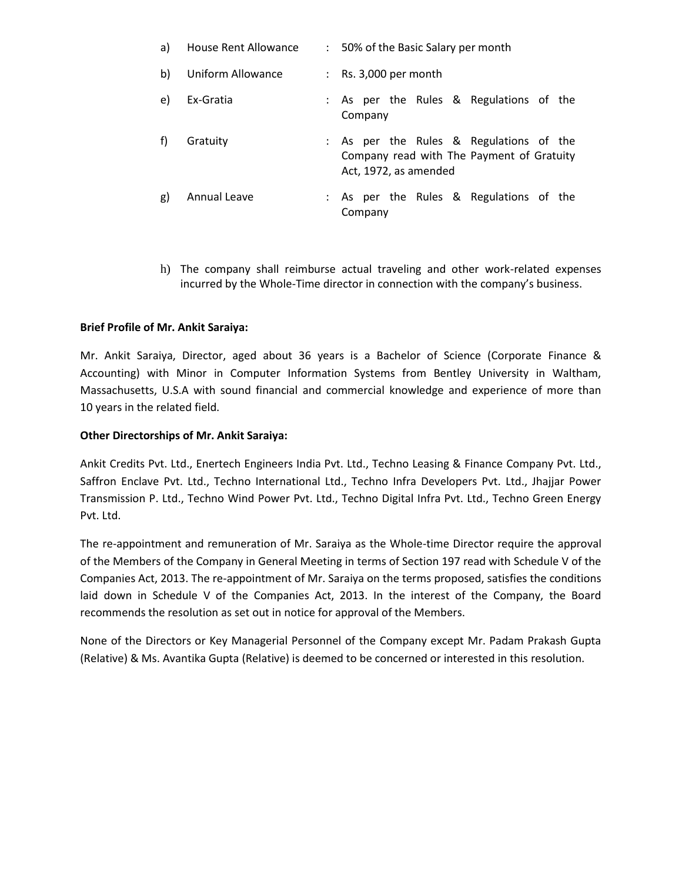| | | | |
|---|---|---|---|
| a) | House Rent Allowance | : | 50% of the Basic Salary per month |
| b) | Uniform Allowance | : | Rs. 3,000 per month |
| e) | Ex-Gratia | : | As per the Rules & Regulations of the Company |
| f) | Gratuity | : | As per the Rules & Regulations of the Company read with The Payment of Gratuity Act, 1972, as amended |
| g) | Annual Leave | : | As per the Rules & Regulations of the Company |

h) The company shall reimburse actual traveling and other work-related expenses incurred by the Whole-Time director in connection with the company's business.

**Brief Profile of Mr. Ankit Saraiya:**

Mr. Ankit Saraiya, Director, aged about 36 years is a Bachelor of Science (Corporate Finance & Accounting) with Minor in Computer Information Systems from Bentley University in Waltham, Massachusetts, U.S.A with sound financial and commercial knowledge and experience of more than 10 years in the related field.

**Other Directorships of Mr. Ankit Saraiya:**

Ankit Credits Pvt. Ltd., Enertech Engineers India Pvt. Ltd., Techno Leasing & Finance Company Pvt. Ltd., Saffron Enclave Pvt. Ltd., Techno International Ltd., Techno Infra Developers Pvt. Ltd., Jhajjar Power Transmission P. Ltd., Techno Wind Power Pvt. Ltd., Techno Digital Infra Pvt. Ltd., Techno Green Energy Pvt. Ltd.

The re-appointment and remuneration of Mr. Saraiya as the Whole-time Director require the approval of the Members of the Company in General Meeting in terms of Section 197 read with Schedule V of the Companies Act, 2013. The re-appointment of Mr. Saraiya on the terms proposed, satisfies the conditions laid down in Schedule V of the Companies Act, 2013. In the interest of the Company, the Board recommends the resolution as set out in notice for approval of the Members.

None of the Directors or Key Managerial Personnel of the Company except Mr. Padam Prakash Gupta (Relative) & Ms. Avantika Gupta (Relative) is deemed to be concerned or interested in this resolution.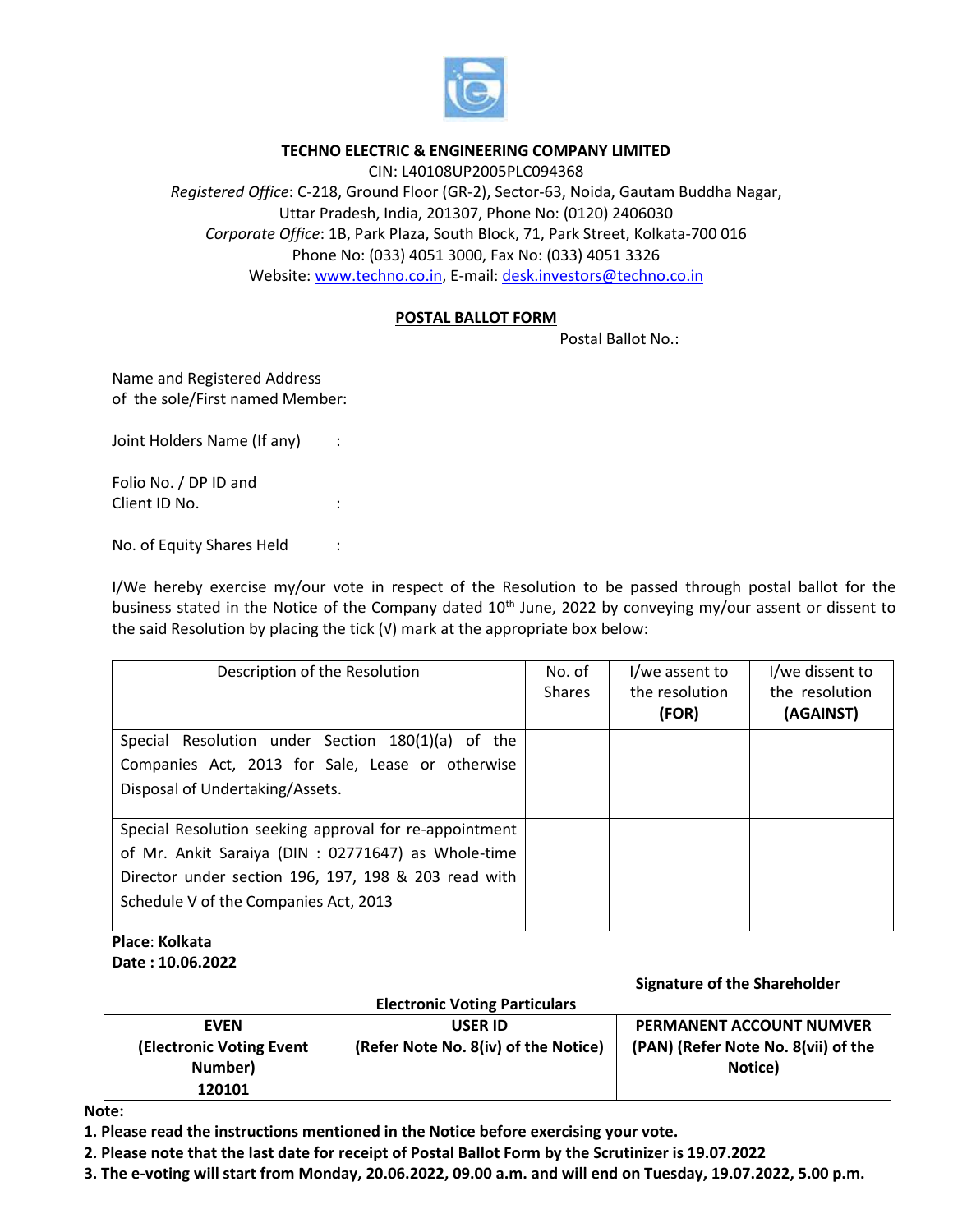**TECHNO ELECTRIC & ENGINEERING COMPANY LIMITED**

CIN: L40108UP2005PLC094368

*Registered Office*: C-218, Ground Floor (GR-2), Sector-63, Noida, Gautam Buddha Nagar, Uttar Pradesh, India, 201307, Phone No: (0120) 2406030

*Corporate Office*: 1B, Park Plaza, South Block, 71, Park Street, Kolkata-700 016

Phone No: (033) 4051 3000, Fax No: (033) 4051 3326

Website: www.techno.co.in, E-mail: desk.investors@techno.co.in

## POSTAL BALLOT FORM

Postal Ballot No.:

Name and Registered Address of the sole/First named Member:

Joint Holders Name (If any) :

Folio No. / DP ID and Client ID No. :

No. of Equity Shares Held :

I/We hereby exercise my/our vote in respect of the Resolution to be passed through postal ballot for the business stated in the Notice of the Company dated 10th June, 2022 by conveying my/our assent or dissent to the said Resolution by placing the tick (√) mark at the appropriate box below:

| Description of the Resolution | No. of Shares | I/we assent to the resolution **(FOR)** | I/we dissent to the resolution **(AGAINST)** |
|---|---|---|---|
| Special Resolution under Section 180(1)(a) of the Companies Act, 2013 for Sale, Lease or otherwise Disposal of Undertaking/Assets. | | | |
| Special Resolution seeking approval for re-appointment of Mr. Ankit Saraiya (DIN : 02771647) as Whole-time Director under section 196, 197, 198 & 203 read with Schedule V of the Companies Act, 2013 | | | |

**Place**: **Kolkata**
**Date : 10.06.2022**

**Signature of the Shareholder**

**Electronic Voting Particulars**

| **EVEN (Electronic Voting Event Number)** | **USER ID (Refer Note No. 8(iv) of the Notice)** | **PERMANENT ACCOUNT NUMVER (PAN) (Refer Note No. 8(vii) of the Notice)** |
|---|---|---|
| **120101** | | |

**Note:**

**1. Please read the instructions mentioned in the Notice before exercising your vote.**

**2. Please note that the last date for receipt of Postal Ballot Form by the Scrutinizer is 19.07.2022**

**3. The e-voting will start from Monday, 20.06.2022, 09.00 a.m. and will end on Tuesday, 19.07.2022, 5.00 p.m.**